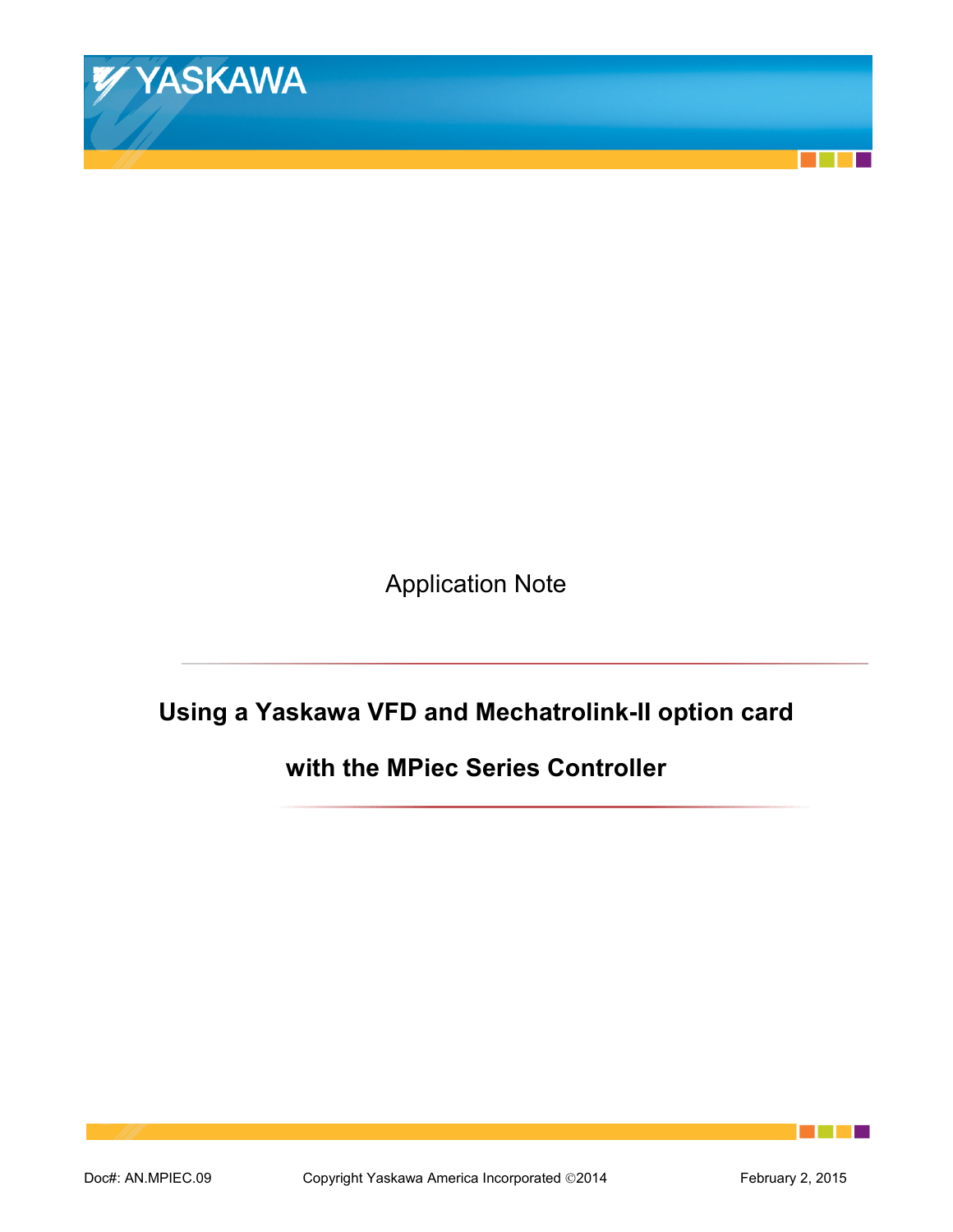Application Note

# Using a Yaskawa VFD and Mechatrolink-II option card with the MPiec Series Controller

Doc#: AN.MPIEC.09 Copyright Yaskawa America Incorporated ©2014 February 2, 2015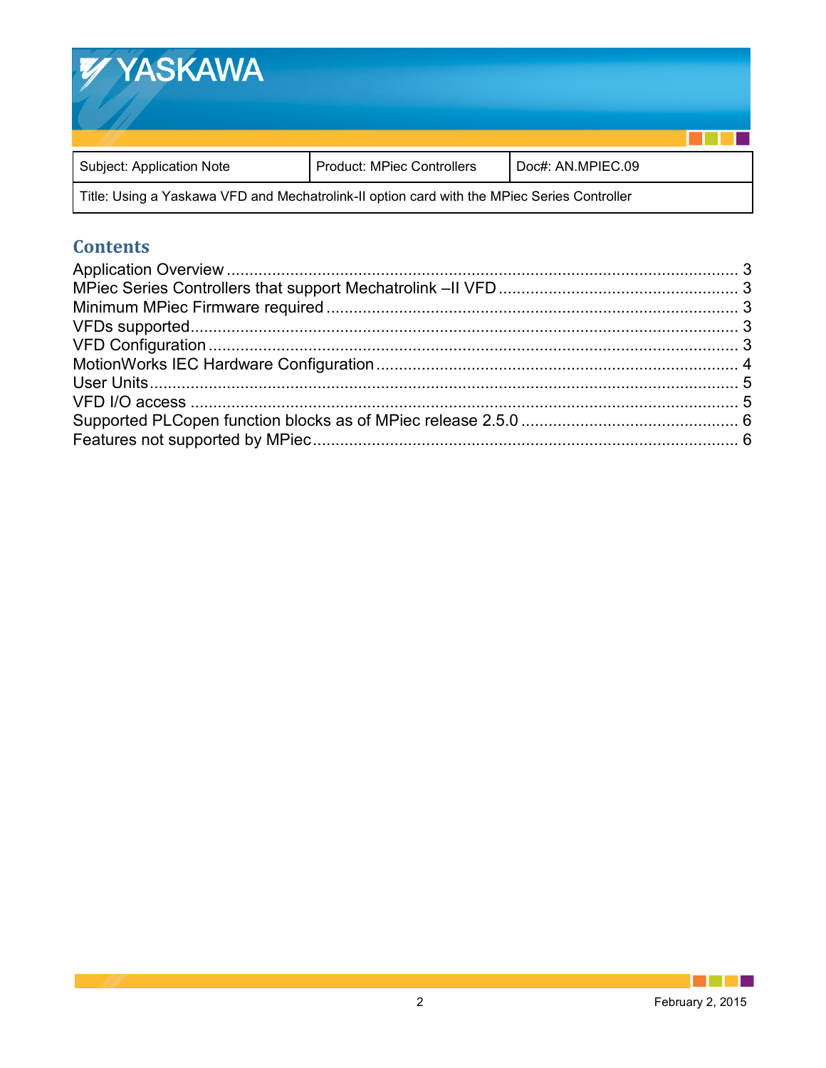| Subject: Application Note | Product: MPiec Controllers | Doc#: AN.MPIEC.09 |
|---|---|---|
| Title: Using a Yaskawa VFD and Mechatrolink-II option card with the MPiec Series Controller | | |

## Contents

Application Overview ................................................ 3
MPiec Series Controllers that support Mechatrolink –II VFD ................................................ 3
Minimum MPiec Firmware required ................................................ 3
VFDs supported ................................................ 3
VFD Configuration ................................................ 3
MotionWorks IEC Hardware Configuration ................................................ 4
User Units ................................................ 5
VFD I/O access ................................................ 5
Supported PLCopen function blocks as of MPiec release 2.5.0 ................................................ 6
Features not supported by MPiec ................................................ 6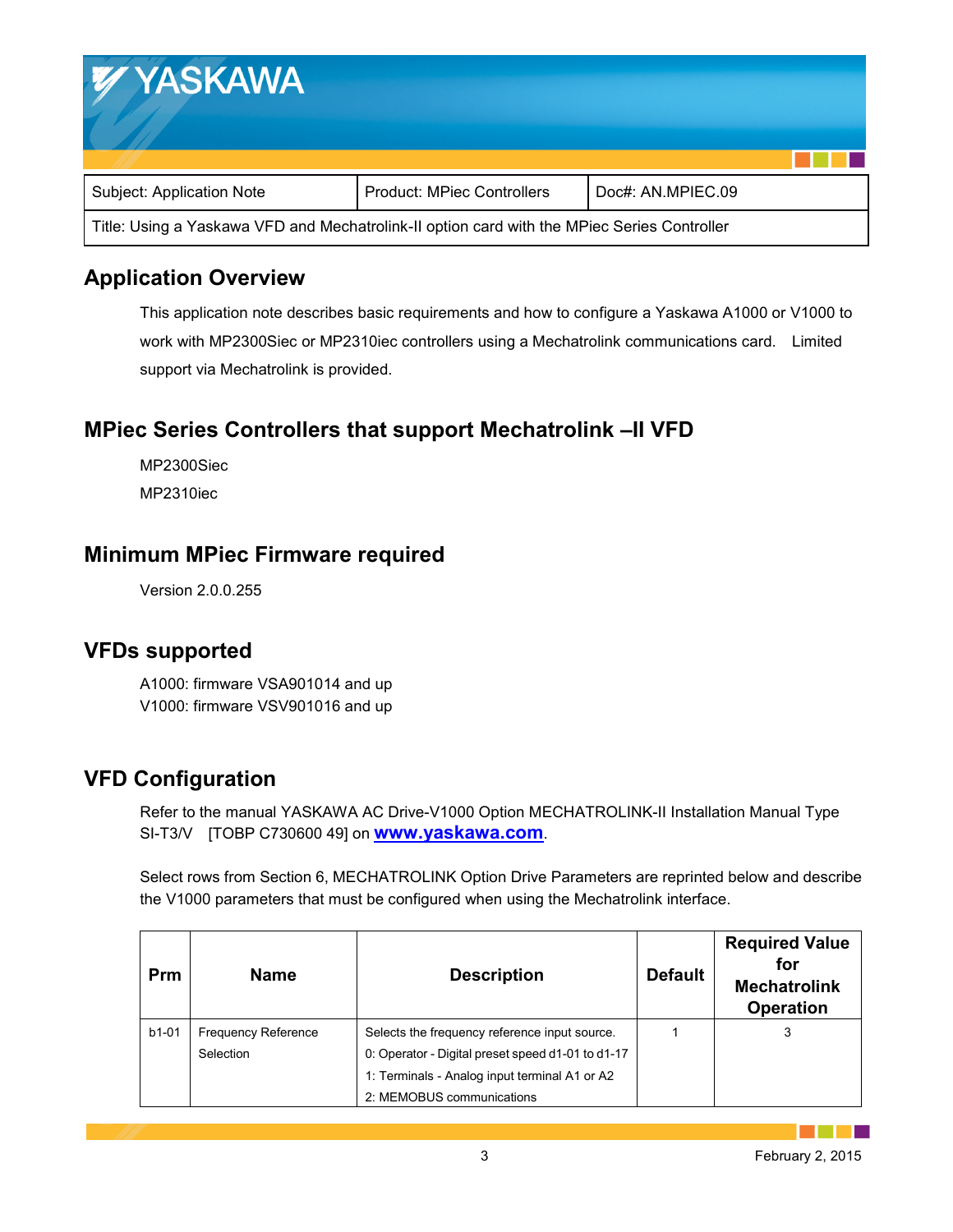| Subject: Application Note | Product: MPiec Controllers | Doc#: AN.MPIEC.09 |
|---|---|---|
| Title: Using a Yaskawa VFD and Mechatrolink-II option card with the MPiec Series Controller | | |

## Application Overview

This application note describes basic requirements and how to configure a Yaskawa A1000 or V1000 to work with MP2300Siec or MP2310iec controllers using a Mechatrolink communications card. Limited support via Mechatrolink is provided.

## MPiec Series Controllers that support Mechatrolink –II VFD

MP2300Siec
MP2310iec

## Minimum MPiec Firmware required

Version 2.0.0.255

## VFDs supported

A1000: firmware VSA901014 and up
V1000: firmware VSV901016 and up

## VFD Configuration

Refer to the manual YASKAWA AC Drive-V1000 Option MECHATROLINK-II Installation Manual Type SI-T3/V [TOBP C730600 49] on **www.yaskawa.com**.

Select rows from Section 6, MECHATROLINK Option Drive Parameters are reprinted below and describe the V1000 parameters that must be configured when using the Mechatrolink interface.

| Prm | Name | Description | Default | Required Value for Mechatrolink Operation |
|---|---|---|---|---|
| b1-01 | Frequency Reference Selection | Selects the frequency reference input source.<br>0: Operator - Digital preset speed d1-01 to d1-17<br>1: Terminals - Analog input terminal A1 or A2<br>2: MEMOBUS communications | 1 | 3 |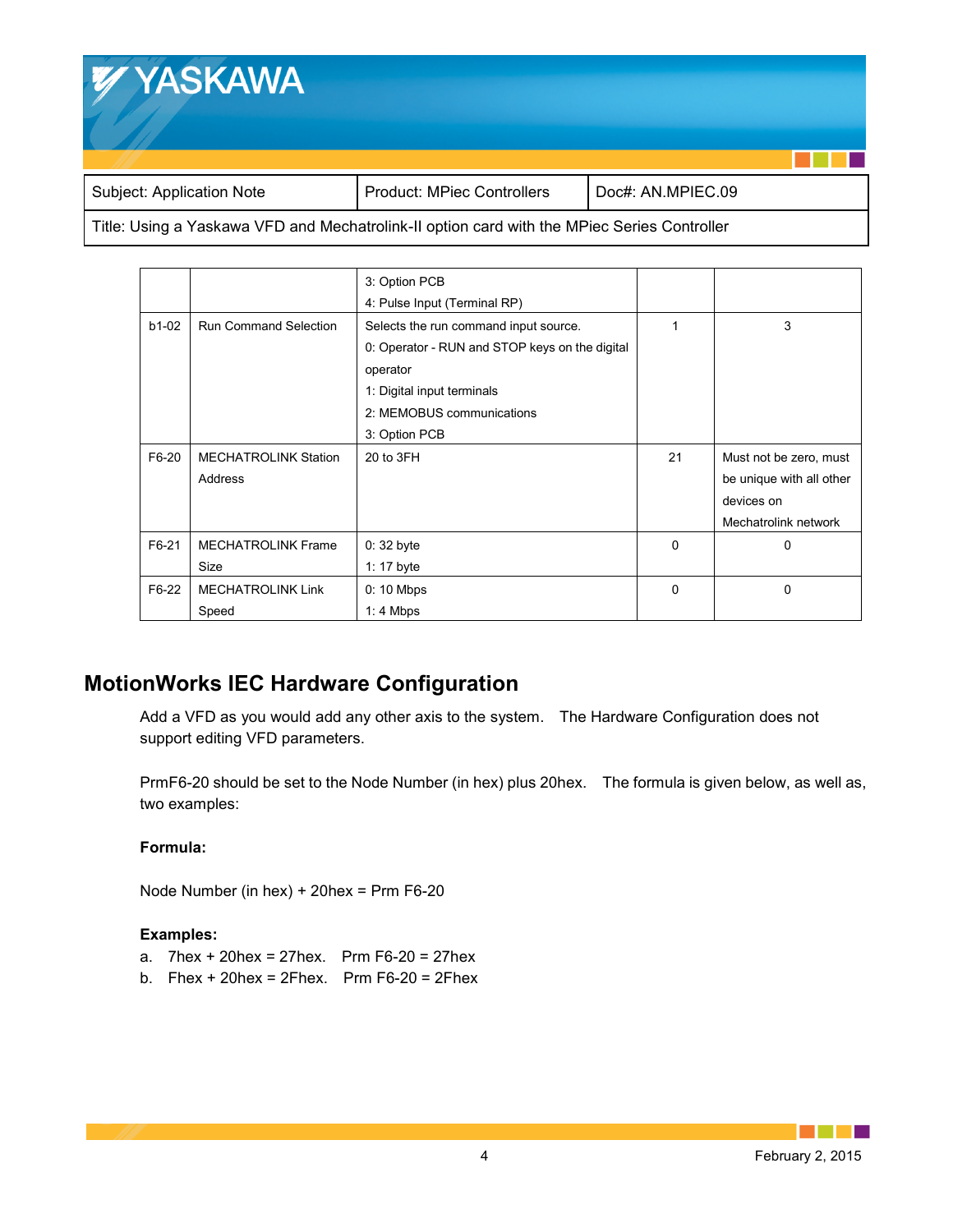| | | 3: Option PCB<br>4: Pulse Input (Terminal RP) | | |
|---|---|---|---|---|
| b1-02 | Run Command Selection | Selects the run command input source.<br>0: Operator - RUN and STOP keys on the digital operator<br>1: Digital input terminals<br>2: MEMOBUS communications<br>3: Option PCB | 1 | 3 |
| F6-20 | MECHATROLINK Station Address | 20 to 3FH | 21 | Must not be zero, must be unique with all other devices on Mechatrolink network |
| F6-21 | MECHATROLINK Frame Size | 0: 32 byte<br>1: 17 byte | 0 | 0 |
| F6-22 | MECHATROLINK Link Speed | 0: 10 Mbps<br>1: 4 Mbps | 0 | 0 |

## MotionWorks IEC Hardware Configuration

Add a VFD as you would add any other axis to the system. The Hardware Configuration does not support editing VFD parameters.

PrmF6-20 should be set to the Node Number (in hex) plus 20hex. The formula is given below, as well as, two examples:

**Formula:**

Node Number (in hex) + 20hex = Prm F6-20

**Examples:**

a. 7hex + 20hex = 27hex. Prm F6-20 = 27hex
b. Fhex + 20hex = 2Fhex. Prm F6-20 = 2Fhex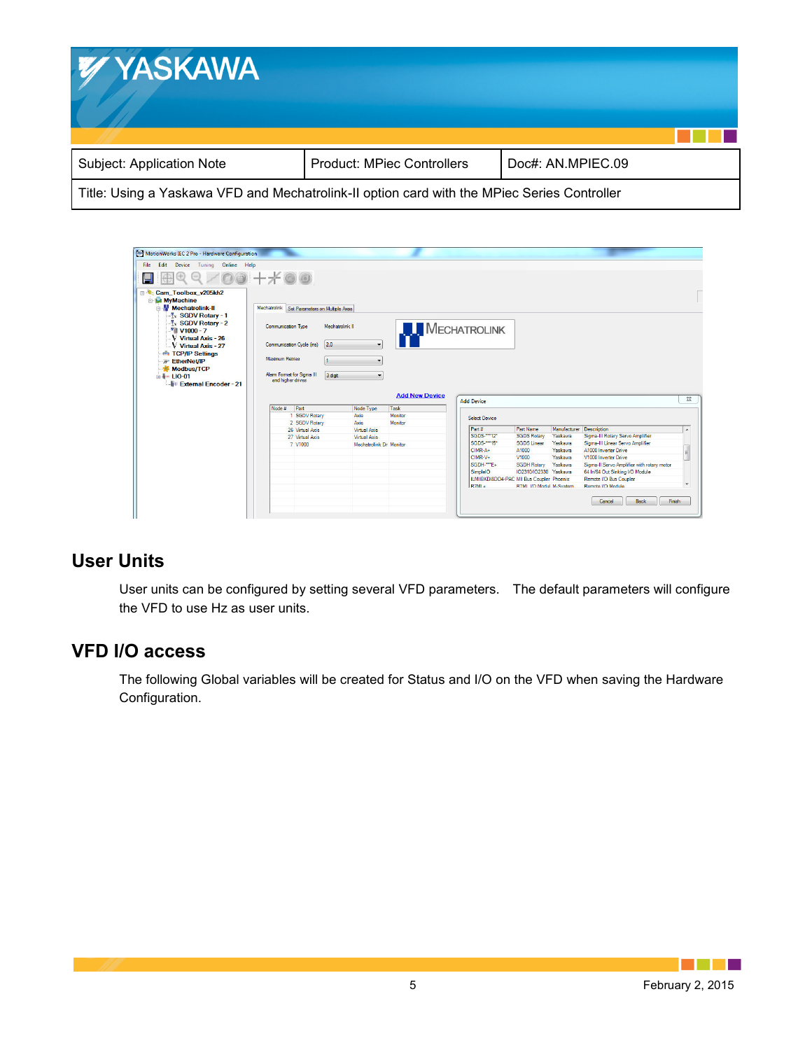## User Units

User units can be configured by setting several VFD parameters. The default parameters will configure the VFD to use Hz as user units.

## VFD I/O access

The following Global variables will be created for Status and I/O on the VFD when saving the Hardware Configuration.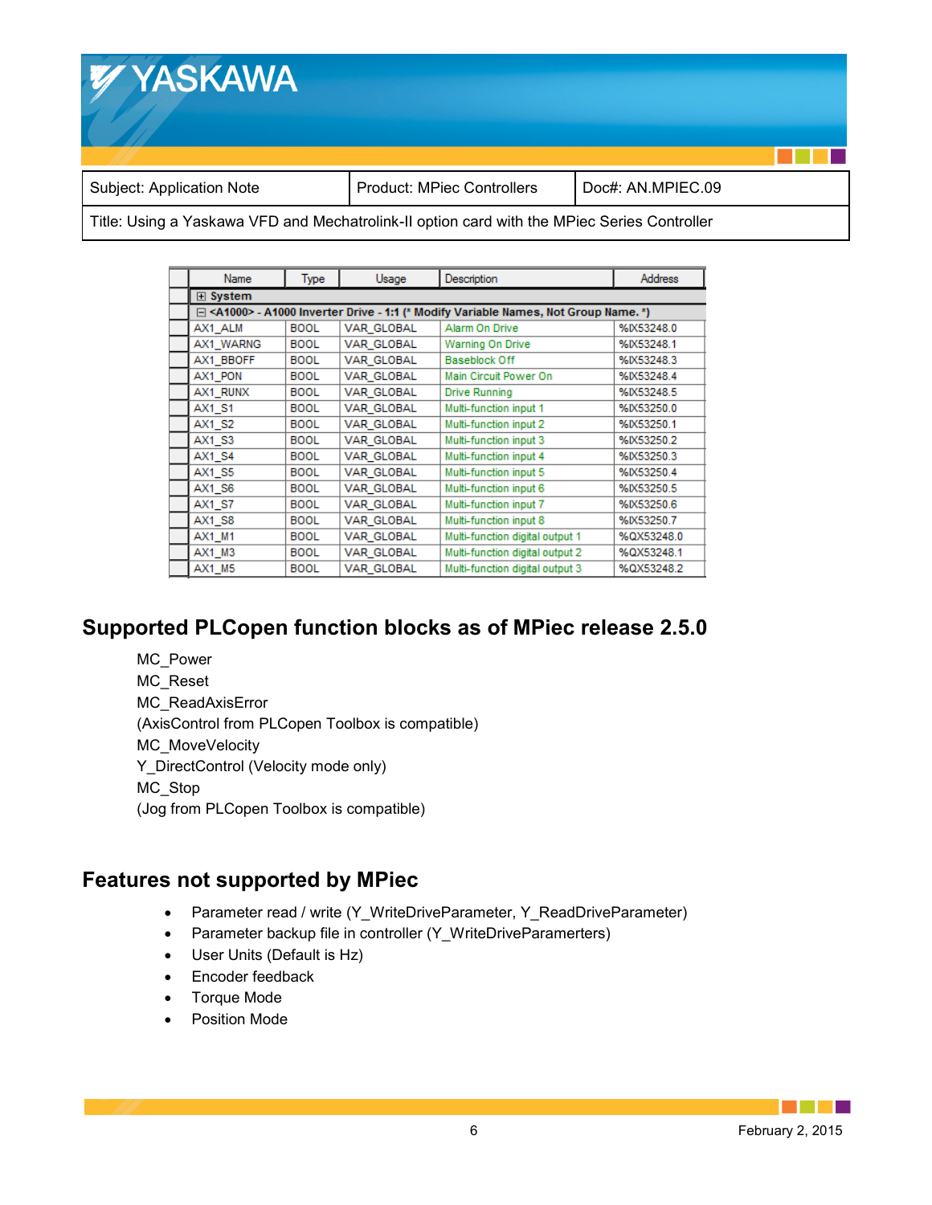| Subject: Application Note | Product: MPiec Controllers | Doc#: AN.MPIEC.09 |
|---|---|---|
| Title: Using a Yaskawa VFD and Mechatrolink-II option card with the MPiec Series Controller | | |

| Name | Type | Usage | Description | Address |
|---|---|---|---|---|
| ⊞ System | | | | |
| ⊟ <A1000> - A1000 Inverter Drive - 1:1 (* Modify Variable Names, Not Group Name. *) | | | | |
| AX1_ALM | BOOL | VAR_GLOBAL | Alarm On Drive | %IX53248.0 |
| AX1_WARNG | BOOL | VAR_GLOBAL | Warning On Drive | %IX53248.1 |
| AX1_BBOFF | BOOL | VAR_GLOBAL | Baseblock Off | %IX53248.3 |
| AX1_PON | BOOL | VAR_GLOBAL | Main Circuit Power On | %IX53248.4 |
| AX1_RUNX | BOOL | VAR_GLOBAL | Drive Running | %IX53248.5 |
| AX1_S1 | BOOL | VAR_GLOBAL | Multi-function input 1 | %IX53250.0 |
| AX1_S2 | BOOL | VAR_GLOBAL | Multi-function input 2 | %IX53250.1 |
| AX1_S3 | BOOL | VAR_GLOBAL | Multi-function input 3 | %IX53250.2 |
| AX1_S4 | BOOL | VAR_GLOBAL | Multi-function input 4 | %IX53250.3 |
| AX1_S5 | BOOL | VAR_GLOBAL | Multi-function input 5 | %IX53250.4 |
| AX1_S6 | BOOL | VAR_GLOBAL | Multi-function input 6 | %IX53250.5 |
| AX1_S7 | BOOL | VAR_GLOBAL | Multi-function input 7 | %IX53250.6 |
| AX1_S8 | BOOL | VAR_GLOBAL | Multi-function input 8 | %IX53250.7 |
| AX1_M1 | BOOL | VAR_GLOBAL | Multi-function digital output 1 | %QX53248.0 |
| AX1_M3 | BOOL | VAR_GLOBAL | Multi-function digital output 2 | %QX53248.1 |
| AX1_M5 | BOOL | VAR_GLOBAL | Multi-function digital output 3 | %QX53248.2 |

## Supported PLCopen function blocks as of MPiec release 2.5.0

MC_Power
MC_Reset
MC_ReadAxisError
(AxisControl from PLCopen Toolbox is compatible)
MC_MoveVelocity
Y_DirectControl (Velocity mode only)
MC_Stop
(Jog from PLCopen Toolbox is compatible)

## Features not supported by MPiec

- Parameter read / write (Y_WriteDriveParameter, Y_ReadDriveParameter)
- Parameter backup file in controller (Y_WriteDriveParamerters)
- User Units (Default is Hz)
- Encoder feedback
- Torque Mode
- Position Mode